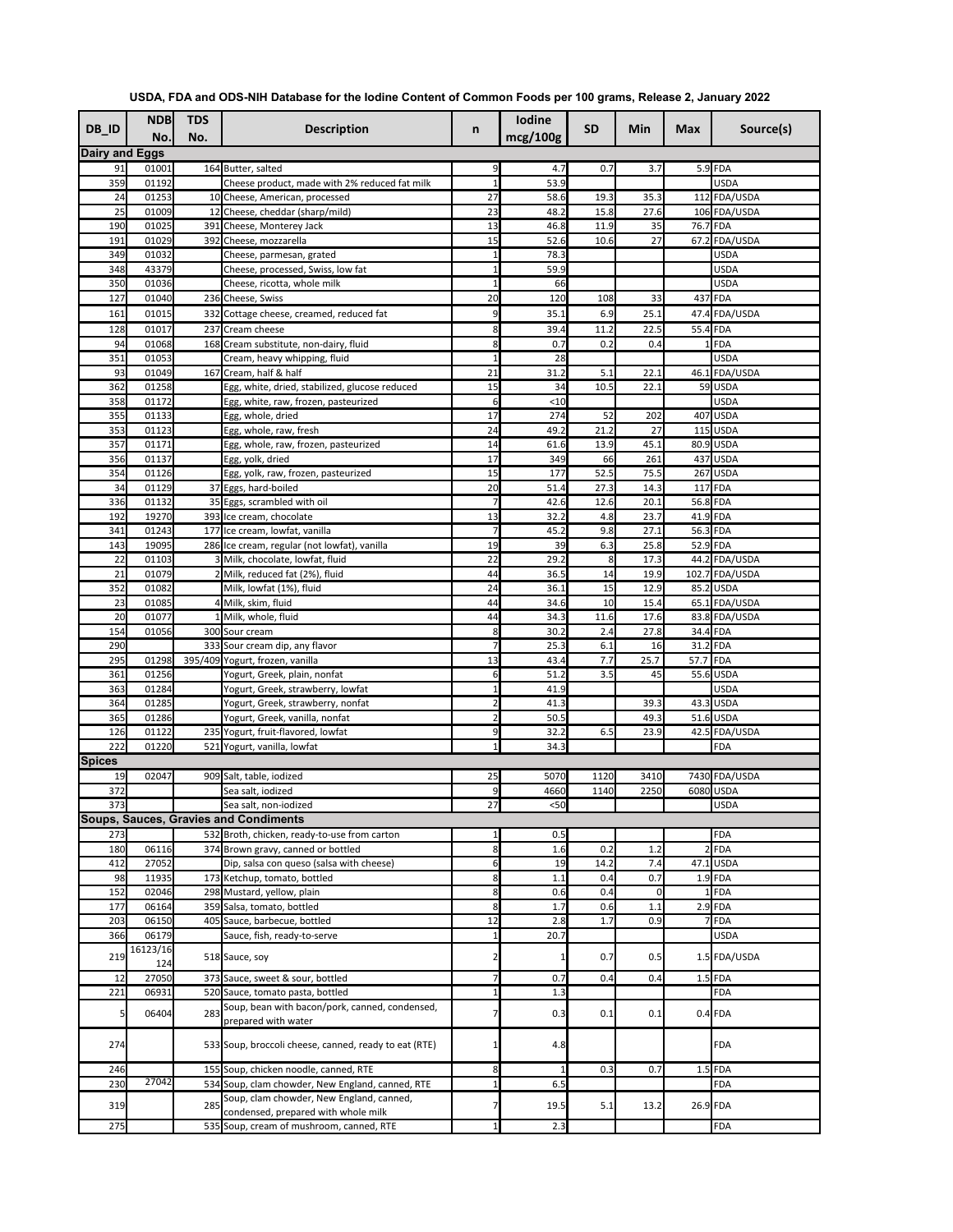**USDA, FDA and ODS-NIH Database for the Iodine Content of Common Foods per 100 grams, Release 2, January 2022**

| DB_ID | NDB No. | TDS No. | Description | n | Iodine mcg/100g | SD | Min | Max | Source(s) |
|---|---|---|---|---|---|---|---|---|---|
| **Dairy and Eggs** | | | | | | | | | |
| 91 | 01001 | 164 | Butter, salted | 9 | 4.7 | 0.7 | 3.7 | 5.9 | FDA |
| 359 | 01192 | | Cheese product, made with 2% reduced fat milk | 1 | 53.9 | | | | USDA |
| 24 | 01253 | 10 | Cheese, American, processed | 27 | 58.6 | 19.3 | 35.3 | 112 | FDA/USDA |
| 25 | 01009 | 12 | Cheese, cheddar (sharp/mild) | 23 | 48.2 | 15.8 | 27.6 | 106 | FDA/USDA |
| 190 | 01025 | 391 | Cheese, Monterey Jack | 13 | 46.8 | 11.9 | 35 | 76.7 | FDA |
| 191 | 01029 | 392 | Cheese, mozzarella | 15 | 52.6 | 10.6 | 27 | 67.2 | FDA/USDA |
| 349 | 01032 | | Cheese, parmesan, grated | 1 | 78.3 | | | | USDA |
| 348 | 43379 | | Cheese, processed, Swiss, low fat | 1 | 59.9 | | | | USDA |
| 350 | 01036 | | Cheese, ricotta, whole milk | 1 | 66 | | | | USDA |
| 127 | 01040 | 236 | Cheese, Swiss | 20 | 120 | 108 | 33 | 437 | FDA |
| 161 | 01015 | 332 | Cottage cheese, creamed, reduced fat | 9 | 35.1 | 6.9 | 25.1 | 47.4 | FDA/USDA |
| 128 | 01017 | 237 | Cream cheese | 8 | 39.4 | 11.2 | 22.5 | 55.4 | FDA |
| 94 | 01068 | 168 | Cream substitute, non-dairy, fluid | 8 | 0.7 | 0.2 | 0.4 | 1 | FDA |
| 351 | 01053 | | Cream, heavy whipping, fluid | 1 | 28 | | | | USDA |
| 93 | 01049 | 167 | Cream, half & half | 21 | 31.2 | 5.1 | 22.1 | 46.1 | FDA/USDA |
| 362 | 01258 | | Egg, white, dried, stabilized, glucose reduced | 15 | 34 | 10.5 | 22.1 | 59 | USDA |
| 358 | 01172 | | Egg, white, raw, frozen, pasteurized | 6 | <10 | | | | USDA |
| 355 | 01133 | | Egg, whole, dried | 17 | 274 | 52 | 202 | 407 | USDA |
| 353 | 01123 | | Egg, whole, raw, fresh | 24 | 49.2 | 21.2 | 27 | 115 | USDA |
| 357 | 01171 | | Egg, whole, raw, frozen, pasteurized | 14 | 61.6 | 13.9 | 45.1 | 80.9 | USDA |
| 356 | 01137 | | Egg, yolk, dried | 17 | 349 | 66 | 261 | 437 | USDA |
| 354 | 01126 | | Egg, yolk, raw, frozen, pasteurized | 15 | 177 | 52.5 | 75.5 | 267 | USDA |
| 34 | 01129 | 37 | Eggs, hard-boiled | 20 | 51.4 | 27.3 | 14.3 | 117 | FDA |
| 336 | 01132 | 35 | Eggs, scrambled with oil | 7 | 42.6 | 12.6 | 20.1 | 56.8 | FDA |
| 192 | 19270 | 393 | Ice cream, chocolate | 13 | 32.2 | 4.8 | 23.7 | 41.9 | FDA |
| 341 | 01243 | 177 | Ice cream, lowfat, vanilla | 7 | 45.2 | 9.8 | 27.1 | 56.3 | FDA |
| 143 | 19095 | 286 | Ice cream, regular (not lowfat), vanilla | 19 | 39 | 6.3 | 25.8 | 52.9 | FDA |
| 22 | 01103 | 3 | Milk, chocolate, lowfat, fluid | 22 | 29.2 | 8 | 17.3 | 44.2 | FDA/USDA |
| 21 | 01079 | 2 | Milk, reduced fat (2%), fluid | 44 | 36.5 | 14 | 19.9 | 102.7 | FDA/USDA |
| 352 | 01082 | | Milk, lowfat (1%), fluid | 24 | 36.1 | 15 | 12.9 | 85.2 | USDA |
| 23 | 01085 | 4 | Milk, skim, fluid | 44 | 34.6 | 10 | 15.4 | 65.1 | FDA/USDA |
| 20 | 01077 | 1 | Milk, whole, fluid | 44 | 34.3 | 11.6 | 17.6 | 83.8 | FDA/USDA |
| 154 | 01056 | 300 | Sour cream | 8 | 30.2 | 2.4 | 27.8 | 34.4 | FDA |
| 290 | | 333 | Sour cream dip, any flavor | 7 | 25.3 | 6.1 | 16 | 31.2 | FDA |
| 295 | 01298 | 395/409 | Yogurt, frozen, vanilla | 13 | 43.4 | 7.7 | 25.7 | 57.7 | FDA |
| 361 | 01256 | | Yogurt, Greek, plain, nonfat | 6 | 51.2 | 3.5 | 45 | 55.6 | USDA |
| 363 | 01284 | | Yogurt, Greek, strawberry, lowfat | 1 | 41.9 | | | | USDA |
| 364 | 01285 | | Yogurt, Greek, strawberry, nonfat | 2 | 41.3 | | 39.3 | 43.3 | USDA |
| 365 | 01286 | | Yogurt, Greek, vanilla, nonfat | 2 | 50.5 | | 49.3 | 51.6 | USDA |
| 126 | 01122 | 235 | Yogurt, fruit-flavored, lowfat | 9 | 32.2 | 6.5 | 23.9 | 42.5 | FDA/USDA |
| 222 | 01220 | 521 | Yogurt, vanilla, lowfat | 1 | 34.3 | | | | FDA |
| **Spices** | | | | | | | | | |
| 19 | 02047 | 909 | Salt, table, iodized | 25 | 5070 | 1120 | 3410 | 7430 | FDA/USDA |
| 372 | | | Sea salt, iodized | 9 | 4660 | 1140 | 2250 | 6080 | USDA |
| 373 | | | Sea salt, non-iodized | 27 | <50 | | | | USDA |
| **Soups, Sauces, Gravies and Condiments** | | | | | | | | | |
| 273 | | 532 | Broth, chicken, ready-to-use from carton | 1 | 0.5 | | | | FDA |
| 180 | 06116 | 374 | Brown gravy, canned or bottled | 8 | 1.6 | 0.2 | 1.2 | 2 | FDA |
| 412 | 27052 | | Dip, salsa con queso (salsa with cheese) | 6 | 19 | 14.2 | 7.4 | 47.1 | USDA |
| 98 | 11935 | 173 | Ketchup, tomato, bottled | 8 | 1.1 | 0.4 | 0.7 | 1.9 | FDA |
| 152 | 02046 | 298 | Mustard, yellow, plain | 8 | 0.6 | 0.4 | 0 | 1 | FDA |
| 177 | 06164 | 359 | Salsa, tomato, bottled | 8 | 1.7 | 0.6 | 1.1 | 2.9 | FDA |
| 203 | 06150 | 405 | Sauce, barbecue, bottled | 12 | 2.8 | 1.7 | 0.9 | 7 | FDA |
| 366 | 06179 | | Sauce, fish, ready-to-serve | 1 | 20.7 | | | | USDA |
| 219 | 16123/16124 | 518 | Sauce, soy | 2 | 1 | 0.7 | 0.5 | 1.5 | FDA/USDA |
| 12 | 27050 | 373 | Sauce, sweet & sour, bottled | 7 | 0.7 | 0.4 | 0.4 | 1.5 | FDA |
| 221 | 06931 | 520 | Sauce, tomato pasta, bottled | 1 | 1.3 | | | | FDA |
| 5 | 06404 | 283 | Soup, bean with bacon/pork, canned, condensed, prepared with water | 7 | 0.3 | 0.1 | 0.1 | 0.4 | FDA |
| 274 | | 533 | Soup, broccoli cheese, canned, ready to eat (RTE) | 1 | 4.8 | | | | FDA |
| 246 | | 155 | Soup, chicken noodle, canned, RTE | 8 | 1 | 0.3 | 0.7 | 1.5 | FDA |
| 230 | 27042 | 534 | Soup, clam chowder, New England, canned, RTE | 1 | 6.5 | | | | FDA |
| 319 | | 285 | Soup, clam chowder, New England, canned, condensed, prepared with whole milk | 7 | 19.5 | 5.1 | 13.2 | 26.9 | FDA |
| 275 | | 535 | Soup, cream of mushroom, canned, RTE | 1 | 2.3 | | | | FDA |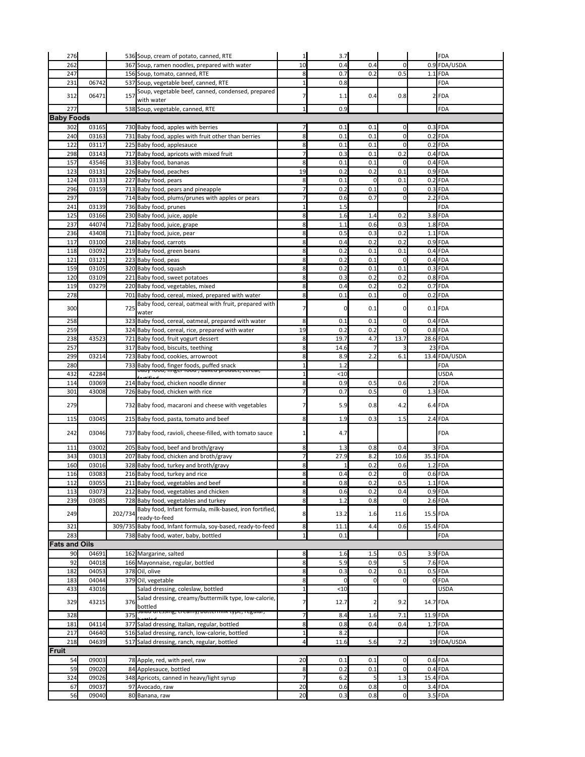| | | | | | | | | | |
|---|---|---|---|---|---|---|---|---|---|
| 276 | | 536 | Soup, cream of potato, canned, RTE | 1 | 3.7 | | | | FDA |
| 262 | | 367 | Soup, ramen noodles, prepared with water | 10 | 0.4 | 0.4 | 0 | 0.9 | FDA/USDA |
| 247 | | 156 | Soup, tomato, canned, RTE | 8 | 0.7 | 0.2 | 0.5 | 1.1 | FDA |
| 231 | 06742 | 537 | Soup, vegetable beef, canned, RTE | 1 | 0.8 | | | | FDA |
| 312 | 06471 | 157 | Soup, vegetable beef, canned, condensed, prepared with water | 7 | 1.1 | 0.4 | 0.8 | 2 | FDA |
| 277 | | 538 | Soup, vegetable, canned, RTE | 1 | 0.9 | | | | FDA |
| **Baby Foods** | | | | | | | | | |
| 302 | 03165 | 730 | Baby food, apples with berries | 7 | 0.1 | 0.1 | 0 | 0.3 | FDA |
| 240 | 03163 | 731 | Baby food, apples with fruit other than berries | 8 | 0.1 | 0.1 | 0 | 0.2 | FDA |
| 122 | 03117 | 225 | Baby food, applesauce | 8 | 0.1 | 0.1 | 0 | 0.2 | FDA |
| 298 | 03143 | 717 | Baby food, apricots with mixed fruit | 7 | 0.3 | 0.1 | 0.2 | 0.4 | FDA |
| 157 | 43546 | 313 | Baby food, bananas | 8 | 0.1 | 0.1 | 0 | 0.4 | FDA |
| 123 | 03131 | 226 | Baby food, peaches | 19 | 0.2 | 0.2 | 0.1 | 0.9 | FDA |
| 124 | 03133 | 227 | Baby food, pears | 8 | 0.1 | 0 | 0.1 | 0.2 | FDA |
| 296 | 03159 | 713 | Baby food, pears and pineapple | 7 | 0.2 | 0.1 | 0 | 0.3 | FDA |
| 297 | | 714 | Baby food, plums/prunes with apples or pears | 7 | 0.6 | 0.7 | 0 | 2.2 | FDA |
| 241 | 03139 | 736 | Baby food, prunes | 1 | 1.5 | | | | FDA |
| 125 | 03166 | 230 | Baby food, juice, apple | 8 | 1.6 | 1.4 | 0.2 | 3.8 | FDA |
| 237 | 44074 | 712 | Baby food, juice, grape | 8 | 1.1 | 0.6 | 0.3 | 1.8 | FDA |
| 236 | 43408 | 711 | Baby food, juice, pear | 8 | 0.5 | 0.3 | 0.2 | 1.1 | FDA |
| 117 | 03100 | 218 | Baby food, carrots | 8 | 0.4 | 0.2 | 0.2 | 0.9 | FDA |
| 118 | 03092 | 219 | Baby food, green beans | 8 | 0.2 | 0.1 | 0.1 | 0.4 | FDA |
| 121 | 03121 | 223 | Baby food, peas | 8 | 0.2 | 0.1 | 0 | 0.4 | FDA |
| 159 | 03105 | 320 | Baby food, squash | 8 | 0.2 | 0.1 | 0.1 | 0.3 | FDA |
| 120 | 03109 | 221 | Baby food, sweet potatoes | 8 | 0.3 | 0.2 | 0.2 | 0.8 | FDA |
| 119 | 03279 | 220 | Baby food, vegetables, mixed | 8 | 0.4 | 0.2 | 0.2 | 0.7 | FDA |
| 278 | | 701 | Baby food, cereal, mixed, prepared with water | 8 | 0.1 | 0.1 | 0 | 0.2 | FDA |
| 300 | | 725 | Baby food, cereal, oatmeal with fruit, prepared with water | 7 | 0 | 0.1 | 0 | 0.1 | FDA |
| 258 | | 323 | Baby food, cereal, oatmeal, prepared with water | 8 | 0.1 | 0.1 | 0 | 0.4 | FDA |
| 259 | | 324 | Baby food, cereal, rice, prepared with water | 19 | 0.2 | 0.2 | 0 | 0.8 | FDA |
| 238 | 43523 | 721 | Baby food, fruit yogurt dessert | 8 | 19.7 | 4.7 | 13.7 | 28.6 | FDA |
| 257 | | 317 | Baby food, biscuits, teething | 8 | 14.6 | 7 | 3 | 23 | FDA |
| 299 | 03214 | 723 | Baby food, cookies, arrowroot | 8 | 8.9 | 2.2 | 6.1 | 13.4 | FDA/USDA |
| 280 | | 733 | Baby food, finger foods, puffed snack | 1 | 1.2 | | | | FDA |
| 432 | 42284 | | Baby food, finger food , baked product, cereal, fortified | 1 | <10 | | | | USDA |
| 114 | 03069 | 214 | Baby food, chicken noodle dinner | 8 | 0.9 | 0.5 | 0.6 | 2 | FDA |
| 301 | 43008 | 726 | Baby food, chicken with rice | 7 | 0.7 | 0.5 | 0 | 1.3 | FDA |
| 279 | | 732 | Baby food, macaroni and cheese with vegetables | 7 | 5.9 | 0.8 | 4.2 | 6.4 | FDA |
| 115 | 03045 | 215 | Baby food, pasta, tomato and beef | 8 | 1.9 | 0.3 | 1.5 | 2.4 | FDA |
| 242 | 03046 | 737 | Baby food, ravioli, cheese-filled, with tomato sauce | 1 | 4.7 | | | | FDA |
| 111 | 03002 | 205 | Baby food, beef and broth/gravy | 8 | 1.3 | 0.8 | 0.4 | 3 | FDA |
| 343 | 03013 | 207 | Baby food, chicken and broth/gravy | 7 | 27.9 | 8.2 | 10.6 | 35.1 | FDA |
| 160 | 03016 | 328 | Baby food, turkey and broth/gravy | 8 | 1 | 0.2 | 0.6 | 1.2 | FDA |
| 116 | 03083 | 216 | Baby food, turkey and rice | 8 | 0.4 | 0.2 | 0 | 0.6 | FDA |
| 112 | 03055 | 211 | Baby food, vegetables and beef | 8 | 0.8 | 0.2 | 0.5 | 1.1 | FDA |
| 113 | 03073 | 212 | Baby food, vegetables and chicken | 8 | 0.6 | 0.2 | 0.4 | 0.9 | FDA |
| 239 | 03085 | 728 | Baby food, vegetables and turkey | 8 | 1.2 | 0.8 | 0 | 2.6 | FDA |
| 249 | | 202/734 | Baby food, Infant formula, milk-based, iron fortified, ready-to-feed | 8 | 13.2 | 1.6 | 11.6 | 15.5 | FDA |
| 321 | | 309/735 | Baby food, Infant formula, soy-based, ready-to-feed | 8 | 11.1 | 4.4 | 0.6 | 15.4 | FDA |
| 283 | | 738 | Baby food, water, baby, bottled | 1 | 0.1 | | | | FDA |
| **Fats and Oils** | | | | | | | | | |
| 90 | 04691 | 162 | Margarine, salted | 8 | 1.6 | 1.5 | 0.5 | 3.9 | FDA |
| 92 | 04018 | 166 | Mayonnaise, regular, bottled | 8 | 5.9 | 0.9 | 5 | 7.6 | FDA |
| 182 | 04053 | 378 | Oil, olive | 8 | 0.3 | 0.2 | 0.1 | 0.5 | FDA |
| 183 | 04044 | 379 | Oil, vegetable | 8 | 0 | 0 | 0 | 0 | FDA |
| 433 | 43016 | | Salad dressing, coleslaw, bottled | 1 | <10 | | | | USDA |
| 329 | 43215 | 376 | Salad dressing, creamy/buttermilk type, low-calorie, bottled | 7 | 12.7 | 2 | 9.2 | 14.7 | FDA |
| 328 | | 375 | Salad dressing, creamy/buttermilk type, regular, bottled | 7 | 8.4 | 1.6 | 7.1 | 11.9 | FDA |
| 181 | 04114 | 377 | Salad dressing, Italian, regular, bottled | 8 | 0.8 | 0.4 | 0.4 | 1.7 | FDA |
| 217 | 04640 | 516 | Salad dressing, ranch, low-calorie, bottled | 1 | 8.2 | | | | FDA |
| 218 | 04639 | 517 | Salad dressing, ranch, regular, bottled | 4 | 11.6 | 5.6 | 7.2 | 19 | FDA/USDA |
| **Fruit** | | | | | | | | | |
| 54 | 09003 | 78 | Apple, red, with peel, raw | 20 | 0.1 | 0.1 | 0 | 0.6 | FDA |
| 59 | 09020 | 84 | Applesauce, bottled | 8 | 0.2 | 0.1 | 0 | 0.4 | FDA |
| 324 | 09026 | 348 | Apricots, canned in heavy/light syrup | 7 | 6.2 | 5 | 1.3 | 15.4 | FDA |
| 67 | 09037 | 97 | Avocado, raw | 20 | 0.6 | 0.8 | 0 | 3.4 | FDA |
| 56 | 09040 | 80 | Banana, raw | 20 | 0.3 | 0.8 | 0 | 3.5 | FDA |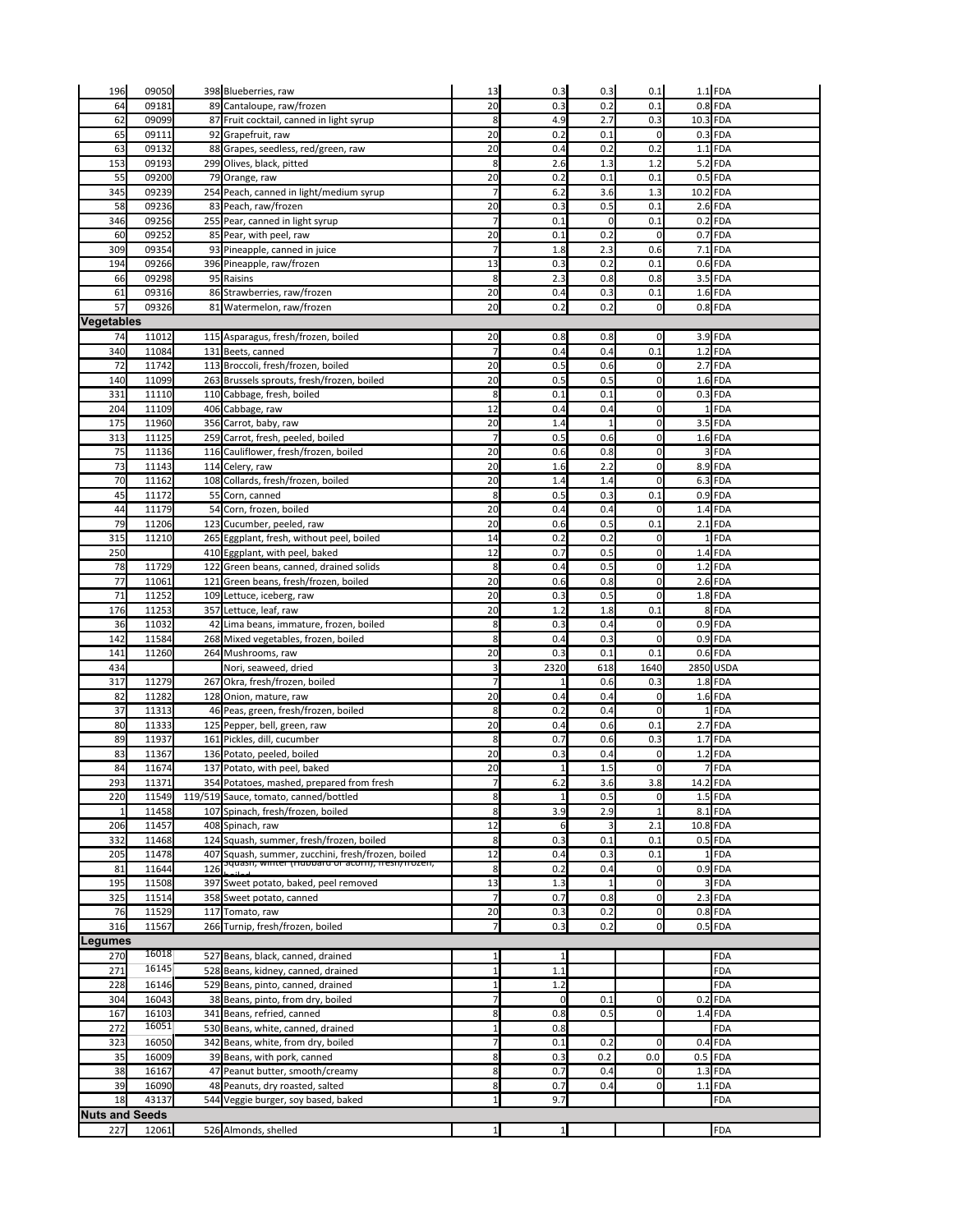| | | | | | | | | | |
|---|---|---|---|---|---|---|---|---|---|
| 196 | 09050 | 398 | Blueberries, raw | 13 | 0.3 | 0.3 | 0.1 | 1.1 | FDA |
| 64 | 09181 | 89 | Cantaloupe, raw/frozen | 20 | 0.3 | 0.2 | 0.1 | 0.8 | FDA |
| 62 | 09099 | 87 | Fruit cocktail, canned in light syrup | 8 | 4.9 | 2.7 | 0.3 | 10.3 | FDA |
| 65 | 09111 | 92 | Grapefruit, raw | 20 | 0.2 | 0.1 | 0 | 0.3 | FDA |
| 63 | 09132 | 88 | Grapes, seedless, red/green, raw | 20 | 0.4 | 0.2 | 0.2 | 1.1 | FDA |
| 153 | 09193 | 299 | Olives, black, pitted | 8 | 2.6 | 1.3 | 1.2 | 5.2 | FDA |
| 55 | 09200 | 79 | Orange, raw | 20 | 0.2 | 0.1 | 0.1 | 0.5 | FDA |
| 345 | 09239 | 254 | Peach, canned in light/medium syrup | 7 | 6.2 | 3.6 | 1.3 | 10.2 | FDA |
| 58 | 09236 | 83 | Peach, raw/frozen | 20 | 0.3 | 0.5 | 0.1 | 2.6 | FDA |
| 346 | 09256 | 255 | Pear, canned in light syrup | 7 | 0.1 | 0 | 0.1 | 0.2 | FDA |
| 60 | 09252 | 85 | Pear, with peel, raw | 20 | 0.1 | 0.2 | 0 | 0.7 | FDA |
| 309 | 09354 | 93 | Pineapple, canned in juice | 7 | 1.8 | 2.3 | 0.6 | 7.1 | FDA |
| 194 | 09266 | 396 | Pineapple, raw/frozen | 13 | 0.3 | 0.2 | 0.1 | 0.6 | FDA |
| 66 | 09298 | 95 | Raisins | 8 | 2.3 | 0.8 | 0.8 | 3.5 | FDA |
| 61 | 09316 | 86 | Strawberries, raw/frozen | 20 | 0.4 | 0.3 | 0.1 | 1.6 | FDA |
| 57 | 09326 | 81 | Watermelon, raw/frozen | 20 | 0.2 | 0.2 | 0 | 0.8 | FDA |
| **Vegetables** | | | | | | | | | |
| 74 | 11012 | 115 | Asparagus, fresh/frozen, boiled | 20 | 0.8 | 0.8 | 0 | 3.9 | FDA |
| 340 | 11084 | 131 | Beets, canned | 7 | 0.4 | 0.4 | 0.1 | 1.2 | FDA |
| 72 | 11742 | 113 | Broccoli, fresh/frozen, boiled | 20 | 0.5 | 0.6 | 0 | 2.7 | FDA |
| 140 | 11099 | 263 | Brussels sprouts, fresh/frozen, boiled | 20 | 0.5 | 0.5 | 0 | 1.6 | FDA |
| 331 | 11110 | 110 | Cabbage, fresh, boiled | 8 | 0.1 | 0.1 | 0 | 0.3 | FDA |
| 204 | 11109 | 406 | Cabbage, raw | 12 | 0.4 | 0.4 | 0 | 1 | FDA |
| 175 | 11960 | 356 | Carrot, baby, raw | 20 | 1.4 | 1 | 0 | 3.5 | FDA |
| 313 | 11125 | 259 | Carrot, fresh, peeled, boiled | 7 | 0.5 | 0.6 | 0 | 1.6 | FDA |
| 75 | 11136 | 116 | Cauliflower, fresh/frozen, boiled | 20 | 0.6 | 0.8 | 0 | 3 | FDA |
| 73 | 11143 | 114 | Celery, raw | 20 | 1.6 | 2.2 | 0 | 8.9 | FDA |
| 70 | 11162 | 108 | Collards, fresh/frozen, boiled | 20 | 1.4 | 1.4 | 0 | 6.3 | FDA |
| 45 | 11172 | 55 | Corn, canned | 8 | 0.5 | 0.3 | 0.1 | 0.9 | FDA |
| 44 | 11179 | 54 | Corn, frozen, boiled | 20 | 0.4 | 0.4 | 0 | 1.4 | FDA |
| 79 | 11206 | 123 | Cucumber, peeled, raw | 20 | 0.6 | 0.5 | 0.1 | 2.1 | FDA |
| 315 | 11210 | 265 | Eggplant, fresh, without peel, boiled | 14 | 0.2 | 0.2 | 0 | 1 | FDA |
| 250 | | 410 | Eggplant, with peel, baked | 12 | 0.7 | 0.5 | 0 | 1.4 | FDA |
| 78 | 11729 | 122 | Green beans, canned, drained solids | 8 | 0.4 | 0.5 | 0 | 1.2 | FDA |
| 77 | 11061 | 121 | Green beans, fresh/frozen, boiled | 20 | 0.6 | 0.8 | 0 | 2.6 | FDA |
| 71 | 11252 | 109 | Lettuce, iceberg, raw | 20 | 0.3 | 0.5 | 0 | 1.8 | FDA |
| 176 | 11253 | 357 | Lettuce, leaf, raw | 20 | 1.2 | 1.8 | 0.1 | 8 | FDA |
| 36 | 11032 | 42 | Lima beans, immature, frozen, boiled | 8 | 0.3 | 0.4 | 0 | 0.9 | FDA |
| 142 | 11584 | 268 | Mixed vegetables, frozen, boiled | 8 | 0.4 | 0.3 | 0 | 0.9 | FDA |
| 141 | 11260 | 264 | Mushrooms, raw | 20 | 0.3 | 0.1 | 0.1 | 0.6 | FDA |
| 434 | | | Nori, seaweed, dried | 3 | 2320 | 618 | 1640 | 2850 | USDA |
| 317 | 11279 | 267 | Okra, fresh/frozen, boiled | 7 | 1 | 0.6 | 0.3 | 1.8 | FDA |
| 82 | 11282 | 128 | Onion, mature, raw | 20 | 0.4 | 0.4 | 0 | 1.6 | FDA |
| 37 | 11313 | 46 | Peas, green, fresh/frozen, boiled | 8 | 0.2 | 0.4 | 0 | 1 | FDA |
| 80 | 11333 | 125 | Pepper, bell, green, raw | 20 | 0.4 | 0.6 | 0.1 | 2.7 | FDA |
| 89 | 11937 | 161 | Pickles, dill, cucumber | 8 | 0.7 | 0.6 | 0.3 | 1.7 | FDA |
| 83 | 11367 | 136 | Potato, peeled, boiled | 20 | 0.3 | 0.4 | 0 | 1.2 | FDA |
| 84 | 11674 | 137 | Potato, with peel, baked | 20 | 1 | 1.5 | 0 | 7 | FDA |
| 293 | 11371 | 354 | Potatoes, mashed, prepared from fresh | 7 | 6.2 | 3.6 | 3.8 | 14.2 | FDA |
| 220 | 11549 | 119/519 | Sauce, tomato, canned/bottled | 8 | 1 | 0.5 | 0 | 1.5 | FDA |
| 1 | 11458 | 107 | Spinach, fresh/frozen, boiled | 8 | 3.9 | 2.9 | 1 | 8.1 | FDA |
| 206 | 11457 | 408 | Spinach, raw | 12 | 6 | 3 | 2.1 | 10.8 | FDA |
| 332 | 11468 | 124 | Squash, summer, fresh/frozen, boiled | 8 | 0.3 | 0.1 | 0.1 | 0.5 | FDA |
| 205 | 11478 | 407 | Squash, summer, zucchini, fresh/frozen, boiled | 12 | 0.4 | 0.3 | 0.1 | 1 | FDA |
| 81 | 11644 | 126 | Squash, winter (Hubbard or acorn), fresh/frozen, boiled | 8 | 0.2 | 0.4 | 0 | 0.9 | FDA |
| 195 | 11508 | 397 | Sweet potato, baked, peel removed | 13 | 1.3 | 1 | 0 | 3 | FDA |
| 325 | 11514 | 358 | Sweet potato, canned | 7 | 0.7 | 0.8 | 0 | 2.3 | FDA |
| 76 | 11529 | 117 | Tomato, raw | 20 | 0.3 | 0.2 | 0 | 0.8 | FDA |
| 316 | 11567 | 266 | Turnip, fresh/frozen, boiled | 7 | 0.3 | 0.2 | 0 | 0.5 | FDA |
| **Legumes** | | | | | | | | | |
| 270 | 16018 | 527 | Beans, black, canned, drained | 1 | 1 | | | | FDA |
| 271 | 16145 | 528 | Beans, kidney, canned, drained | 1 | 1.1 | | | | FDA |
| 228 | 16146 | 529 | Beans, pinto, canned, drained | 1 | 1.2 | | | | FDA |
| 304 | 16043 | 38 | Beans, pinto, from dry, boiled | 7 | 0 | 0.1 | 0 | 0.2 | FDA |
| 167 | 16103 | 341 | Beans, refried, canned | 8 | 0.8 | 0.5 | 0 | 1.4 | FDA |
| 272 | 16051 | 530 | Beans, white, canned, drained | 1 | 0.8 | | | | FDA |
| 323 | 16050 | 342 | Beans, white, from dry, boiled | 7 | 0.1 | 0.2 | 0 | 0.4 | FDA |
| 35 | 16009 | 39 | Beans, with pork, canned | 8 | 0.3 | 0.2 | 0.0 | 0.5 | FDA |
| 38 | 16167 | 47 | Peanut butter, smooth/creamy | 8 | 0.7 | 0.4 | 0 | 1.3 | FDA |
| 39 | 16090 | 48 | Peanuts, dry roasted, salted | 8 | 0.7 | 0.4 | 0 | 1.1 | FDA |
| 18 | 43137 | 544 | Veggie burger, soy based, baked | 1 | 9.7 | | | | FDA |
| **Nuts and Seeds** | | | | | | | | | |
| 227 | 12061 | 526 | Almonds, shelled | 1 | 1 | | | | FDA |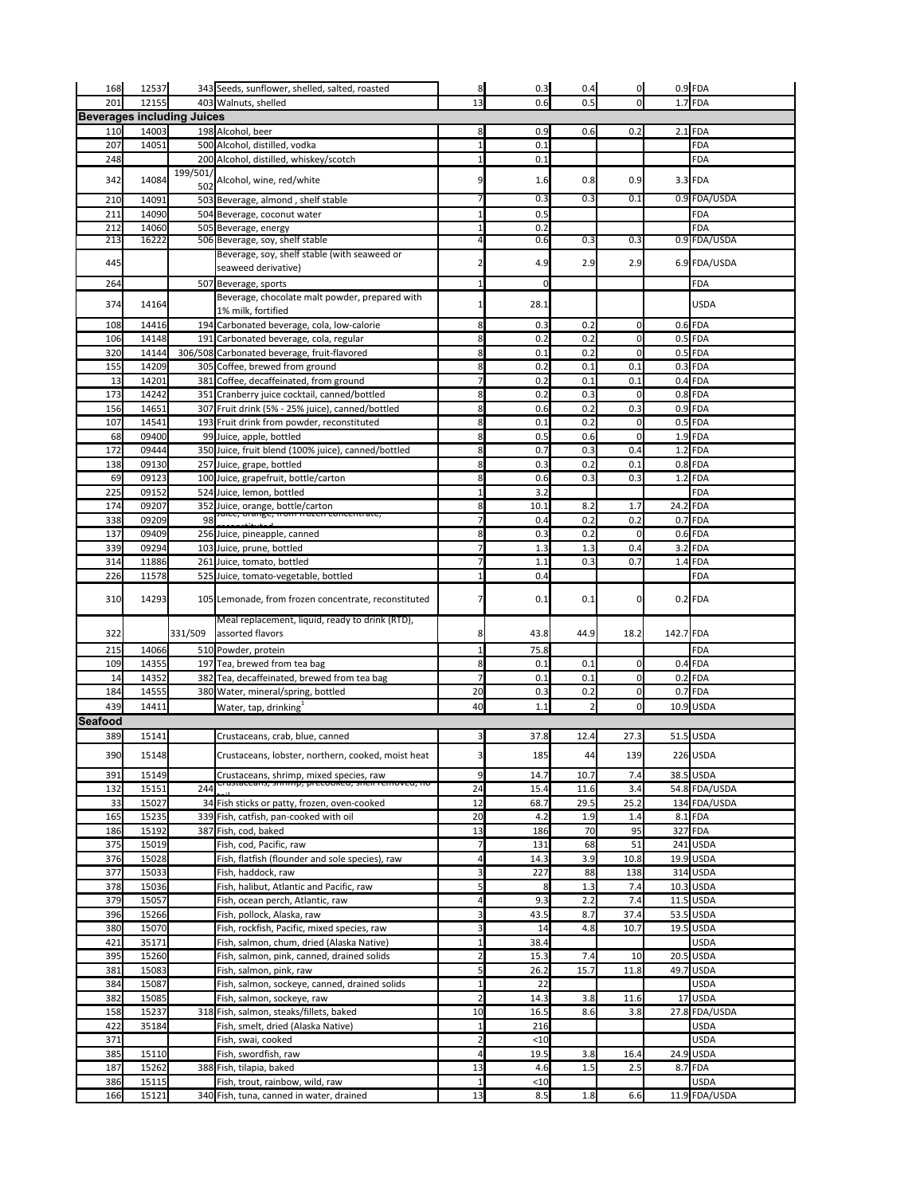| | | | | | | | | | |
|---|---|---|---|---|---|---|---|---|---|
| 168 | 12537 | 343 | Seeds, sunflower, shelled, salted, roasted | 8 | 0.3 | 0.4 | 0 | 0.9 | FDA |
| 201 | 12155 | 403 | Walnuts, shelled | 13 | 0.6 | 0.5 | 0 | 1.7 | FDA |
| **Beverages including Juices** | | | | | | | | | |
| 110 | 14003 | 198 | Alcohol, beer | 8 | 0.9 | 0.6 | 0.2 | 2.1 | FDA |
| 207 | 14051 | 500 | Alcohol, distilled, vodka | 1 | 0.1 | | | | FDA |
| 248 | | 200 | Alcohol, distilled, whiskey/scotch | 1 | 0.1 | | | | FDA |
| 342 | 14084 | 199/501/502 | Alcohol, wine, red/white | 9 | 1.6 | 0.8 | 0.9 | 3.3 | FDA |
| 210 | 14091 | 503 | Beverage, almond , shelf stable | 7 | 0.3 | 0.3 | 0.1 | 0.9 | FDA/USDA |
| 211 | 14090 | 504 | Beverage, coconut water | 1 | 0.5 | | | | FDA |
| 212 | 14060 | 505 | Beverage, energy | 1 | 0.2 | | | | FDA |
| 213 | 16222 | 506 | Beverage, soy, shelf stable | 4 | 0.6 | 0.3 | 0.3 | 0.9 | FDA/USDA |
| 445 | | | Beverage, soy, shelf stable (with seaweed or seaweed derivative) | 2 | 4.9 | 2.9 | 2.9 | 6.9 | FDA/USDA |
| 264 | | 507 | Beverage, sports | 1 | 0 | | | | FDA |
| 374 | 14164 | | Beverage, chocolate malt powder, prepared with 1% milk, fortified | 1 | 28.1 | | | | USDA |
| 108 | 14416 | 194 | Carbonated beverage, cola, low-calorie | 8 | 0.3 | 0.2 | 0 | 0.6 | FDA |
| 106 | 14148 | 191 | Carbonated beverage, cola, regular | 8 | 0.2 | 0.2 | 0 | 0.5 | FDA |
| 320 | 14144 | 306/508 | Carbonated beverage, fruit-flavored | 8 | 0.1 | 0.2 | 0 | 0.5 | FDA |
| 155 | 14209 | 305 | Coffee, brewed from ground | 8 | 0.2 | 0.1 | 0.1 | 0.3 | FDA |
| 13 | 14201 | 381 | Coffee, decaffeinated, from ground | 7 | 0.2 | 0.1 | 0.1 | 0.4 | FDA |
| 173 | 14242 | 351 | Cranberry juice cocktail, canned/bottled | 8 | 0.2 | 0.3 | 0 | 0.8 | FDA |
| 156 | 14651 | 307 | Fruit drink (5% - 25% juice), canned/bottled | 8 | 0.6 | 0.2 | 0.3 | 0.9 | FDA |
| 107 | 14541 | 193 | Fruit drink from powder, reconstituted | 8 | 0.1 | 0.2 | 0 | 0.5 | FDA |
| 68 | 09400 | 99 | Juice, apple, bottled | 8 | 0.5 | 0.6 | 0 | 1.9 | FDA |
| 172 | 09444 | 350 | Juice, fruit blend (100% juice), canned/bottled | 8 | 0.7 | 0.3 | 0.4 | 1.2 | FDA |
| 138 | 09130 | 257 | Juice, grape, bottled | 8 | 0.3 | 0.2 | 0.1 | 0.8 | FDA |
| 69 | 09123 | 100 | Juice, grapefruit, bottle/carton | 8 | 0.6 | 0.3 | 0.3 | 1.2 | FDA |
| 225 | 09152 | 524 | Juice, lemon, bottled | 1 | 3.2 | | | | FDA |
| 174 | 09207 | 352 | Juice, orange, bottle/carton | 8 | 10.1 | 8.2 | 1.7 | 24.2 | FDA |
| 338 | 09209 | 98 | Juice, orange, from frozen concentrate, reconstituted | 7 | 0.4 | 0.2 | 0.2 | 0.7 | FDA |
| 137 | 09409 | 256 | Juice, pineapple, canned | 8 | 0.3 | 0.2 | 0 | 0.6 | FDA |
| 339 | 09294 | 103 | Juice, prune, bottled | 7 | 1.3 | 1.3 | 0.4 | 3.2 | FDA |
| 314 | 11886 | 261 | Juice, tomato, bottled | 7 | 1.1 | 0.3 | 0.7 | 1.4 | FDA |
| 226 | 11578 | 525 | Juice, tomato-vegetable, bottled | 1 | 0.4 | | | | FDA |
| 310 | 14293 | 105 | Lemonade, from frozen concentrate, reconstituted | 7 | 0.1 | 0.1 | 0 | 0.2 | FDA |
| 322 | | 331/509 | Meal replacement, liquid, ready to drink (RTD), assorted flavors | 8 | 43.8 | 44.9 | 18.2 | 142.7 | FDA |
| 215 | 14066 | 510 | Powder, protein | 1 | 75.8 | | | | FDA |
| 109 | 14355 | 197 | Tea, brewed from tea bag | 8 | 0.1 | 0.1 | 0 | 0.4 | FDA |
| 14 | 14352 | 382 | Tea, decaffeinated, brewed from tea bag | 7 | 0.1 | 0.1 | 0 | 0.2 | FDA |
| 184 | 14555 | 380 | Water, mineral/spring, bottled | 20 | 0.3 | 0.2 | 0 | 0.7 | FDA |
| 439 | 14411 | | Water, tap, drinking[1] | 40 | 1.1 | 2 | 0 | 10.9 | USDA |
| **Seafood** | | | | | | | | | |
| 389 | 15141 | | Crustaceans, crab, blue, canned | 3 | 37.8 | 12.4 | 27.3 | 51.5 | USDA |
| 390 | 15148 | | Crustaceans, lobster, northern, cooked, moist heat | 3 | 185 | 44 | 139 | 226 | USDA |
| 391 | 15149 | | Crustaceans, shrimp, mixed species, raw | 9 | 14.7 | 10.7 | 7.4 | 38.5 | USDA |
| 132 | 15151 | 244 | Crustaceans, shrimp, precooked, shell removed, no tail | 24 | 15.4 | 11.6 | 3.4 | 54.8 | FDA/USDA |
| 33 | 15027 | 34 | Fish sticks or patty, frozen, oven-cooked | 12 | 68.7 | 29.5 | 25.2 | 134 | FDA/USDA |
| 165 | 15235 | 339 | Fish, catfish, pan-cooked with oil | 20 | 4.2 | 1.9 | 1.4 | 8.1 | FDA |
| 186 | 15192 | 387 | Fish, cod, baked | 13 | 186 | 70 | 95 | 327 | FDA |
| 375 | 15019 | | Fish, cod, Pacific, raw | 7 | 131 | 68 | 51 | 241 | USDA |
| 376 | 15028 | | Fish, flatfish (flounder and sole species), raw | 4 | 14.3 | 3.9 | 10.8 | 19.9 | USDA |
| 377 | 15033 | | Fish, haddock, raw | 3 | 227 | 88 | 138 | 314 | USDA |
| 378 | 15036 | | Fish, halibut, Atlantic and Pacific, raw | 5 | 8 | 1.3 | 7.4 | 10.3 | USDA |
| 379 | 15057 | | Fish, ocean perch, Atlantic, raw | 4 | 9.3 | 2.2 | 7.4 | 11.5 | USDA |
| 396 | 15266 | | Fish, pollock, Alaska, raw | 3 | 43.5 | 8.7 | 37.4 | 53.5 | USDA |
| 380 | 15070 | | Fish, rockfish, Pacific, mixed species, raw | 3 | 14 | 4.8 | 10.7 | 19.5 | USDA |
| 421 | 35171 | | Fish, salmon, chum, dried (Alaska Native) | 1 | 38.4 | | | | USDA |
| 395 | 15260 | | Fish, salmon, pink, canned, drained solids | 2 | 15.3 | 7.4 | 10 | 20.5 | USDA |
| 381 | 15083 | | Fish, salmon, pink, raw | 5 | 26.2 | 15.7 | 11.8 | 49.7 | USDA |
| 384 | 15087 | | Fish, salmon, sockeye, canned, drained solids | 1 | 22 | | | | USDA |
| 382 | 15085 | | Fish, salmon, sockeye, raw | 2 | 14.3 | 3.8 | 11.6 | 17 | USDA |
| 158 | 15237 | 318 | Fish, salmon, steaks/fillets, baked | 10 | 16.5 | 8.6 | 3.8 | 27.8 | FDA/USDA |
| 422 | 35184 | | Fish, smelt, dried (Alaska Native) | 1 | 216 | | | | USDA |
| 371 | | | Fish, swai, cooked | 2 | <10 | | | | USDA |
| 385 | 15110 | | Fish, swordfish, raw | 4 | 19.5 | 3.8 | 16.4 | 24.9 | USDA |
| 187 | 15262 | 388 | Fish, tilapia, baked | 13 | 4.6 | 1.5 | 2.5 | 8.7 | FDA |
| 386 | 15115 | | Fish, trout, rainbow, wild, raw | 1 | <10 | | | | USDA |
| 166 | 15121 | 340 | Fish, tuna, canned in water, drained | 13 | 8.5 | 1.8 | 6.6 | 11.9 | FDA/USDA |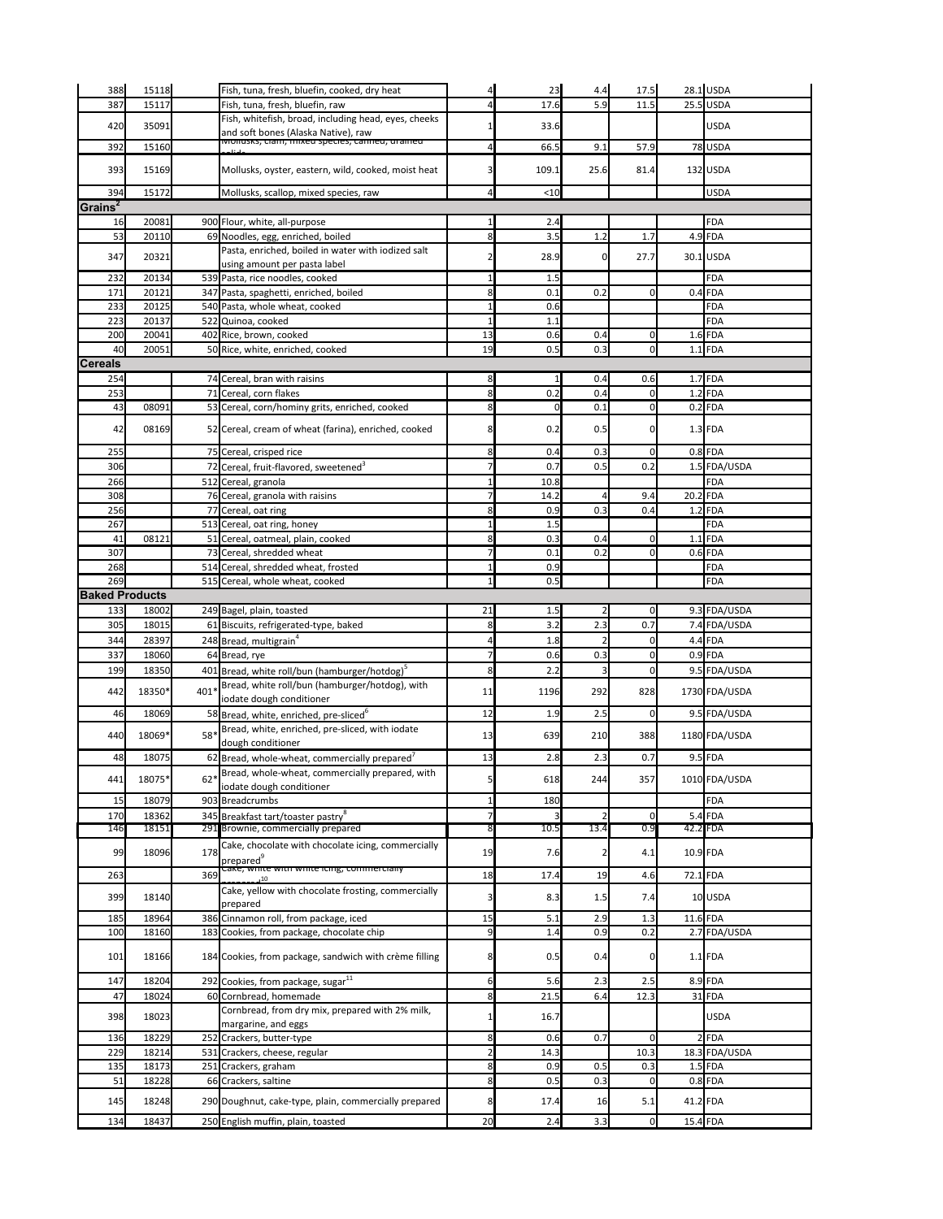| | | | | | | | | | |
|---|---|---|---|---|---|---|---|---|---|
| 388 | 15118 | | Fish, tuna, fresh, bluefin, cooked, dry heat | 4 | 23 | 4.4 | 17.5 | 28.1 | USDA |
| 387 | 15117 | | Fish, tuna, fresh, bluefin, raw | 4 | 17.6 | 5.9 | 11.5 | 25.5 | USDA |
| 420 | 35091 | | Fish, whitefish, broad, including head, eyes, cheeks and soft bones (Alaska Native), raw | 1 | 33.6 | | | | USDA |
| 392 | 15160 | | Mollusks, clam, mixed species, canned, drained solids | 4 | 66.5 | 9.1 | 57.9 | 78 | USDA |
| 393 | 15169 | | Mollusks, oyster, eastern, wild, cooked, moist heat | 3 | 109.1 | 25.6 | 81.4 | 132 | USDA |
| 394 | 15172 | | Mollusks, scallop, mixed species, raw | 4 | <10 | | | | USDA |
| **Grains[2]** | | | | | | | | | |
| 16 | 20081 | 900 | Flour, white, all-purpose | 1 | 2.4 | | | | FDA |
| 53 | 20110 | 69 | Noodles, egg, enriched, boiled | 8 | 3.5 | 1.2 | 1.7 | 4.9 | FDA |
| 347 | 20321 | | Pasta, enriched, boiled in water with iodized salt using amount per pasta label | 2 | 28.9 | 0 | 27.7 | 30.1 | USDA |
| 232 | 20134 | 539 | Pasta, rice noodles, cooked | 1 | 1.5 | | | | FDA |
| 171 | 20121 | 347 | Pasta, spaghetti, enriched, boiled | 8 | 0.1 | 0.2 | 0 | 0.4 | FDA |
| 233 | 20125 | 540 | Pasta, whole wheat, cooked | 1 | 0.6 | | | | FDA |
| 223 | 20137 | 522 | Quinoa, cooked | 1 | 1.1 | | | | FDA |
| 200 | 20041 | 402 | Rice, brown, cooked | 13 | 0.6 | 0.4 | 0 | 1.6 | FDA |
| 40 | 20051 | 50 | Rice, white, enriched, cooked | 19 | 0.5 | 0.3 | 0 | 1.1 | FDA |
| **Cereals** | | | | | | | | | |
| 254 | | 74 | Cereal, bran with raisins | 8 | 1 | 0.4 | 0.6 | 1.7 | FDA |
| 253 | | 71 | Cereal, corn flakes | 8 | 0.2 | 0.4 | 0 | 1.2 | FDA |
| 43 | 08091 | 53 | Cereal, corn/hominy grits, enriched, cooked | 8 | 0 | 0.1 | 0 | 0.2 | FDA |
| 42 | 08169 | 52 | Cereal, cream of wheat (farina), enriched, cooked | 8 | 0.2 | 0.5 | 0 | 1.3 | FDA |
| 255 | | 75 | Cereal, crisped rice | 8 | 0.4 | 0.3 | 0 | 0.8 | FDA |
| 306 | | 72 | Cereal, fruit-flavored, sweetened[3] | 7 | 0.7 | 0.5 | 0.2 | 1.5 | FDA/USDA |
| 266 | | 512 | Cereal, granola | 1 | 10.8 | | | | FDA |
| 308 | | 76 | Cereal, granola with raisins | 7 | 14.2 | 4 | 9.4 | 20.2 | FDA |
| 256 | | 77 | Cereal, oat ring | 8 | 0.9 | 0.3 | 0.4 | 1.2 | FDA |
| 267 | | 513 | Cereal, oat ring, honey | 1 | 1.5 | | | | FDA |
| 41 | 08121 | 51 | Cereal, oatmeal, plain, cooked | 8 | 0.3 | 0.4 | 0 | 1.1 | FDA |
| 307 | | 73 | Cereal, shredded wheat | 7 | 0.1 | 0.2 | 0 | 0.6 | FDA |
| 268 | | 514 | Cereal, shredded wheat, frosted | 1 | 0.9 | | | | FDA |
| 269 | | 515 | Cereal, whole wheat, cooked | 1 | 0.5 | | | | FDA |
| **Baked Products** | | | | | | | | | |
| 133 | 18002 | 249 | Bagel, plain, toasted | 21 | 1.5 | 2 | 0 | 9.3 | FDA/USDA |
| 305 | 18015 | 61 | Biscuits, refrigerated-type, baked | 8 | 3.2 | 2.3 | 0.7 | 7.4 | FDA/USDA |
| 344 | 28397 | 248 | Bread, multigrain[4] | 4 | 1.8 | 2 | 0 | 4.4 | FDA |
| 337 | 18060 | 64 | Bread, rye | 7 | 0.6 | 0.3 | 0 | 0.9 | FDA |
| 199 | 18350 | 401 | Bread, white roll/bun (hamburger/hotdog)[5] | 8 | 2.2 | 3 | 0 | 9.5 | FDA/USDA |
| 442 | 18350* | 401* | Bread, white roll/bun (hamburger/hotdog), with iodate dough conditioner | 11 | 1196 | 292 | 828 | 1730 | FDA/USDA |
| 46 | 18069 | 58 | Bread, white, enriched, pre-sliced[6] | 12 | 1.9 | 2.5 | 0 | 9.5 | FDA/USDA |
| 440 | 18069* | 58* | Bread, white, enriched, pre-sliced, with iodate dough conditioner | 13 | 639 | 210 | 388 | 1180 | FDA/USDA |
| 48 | 18075 | 62 | Bread, whole-wheat, commercially prepared[7] | 13 | 2.8 | 2.3 | 0.7 | 9.5 | FDA |
| 441 | 18075* | 62* | Bread, whole-wheat, commercially prepared, with iodate dough conditioner | 5 | 618 | 244 | 357 | 1010 | FDA/USDA |
| 15 | 18079 | 903 | Breadcrumbs | 1 | 180 | | | | FDA |
| 170 | 18362 | 345 | Breakfast tart/toaster pastry[8] | 7 | 3 | 2 | 0 | 5.4 | FDA |
| 146 | 18151 | 291 | Brownie, commercially prepared | 8 | 10.5 | 13.4 | 0.9 | 42.2 | FDA |
| 99 | 18096 | 178 | Cake, chocolate with chocolate icing, commercially prepared[9] | 19 | 7.6 | 2 | 4.1 | 10.9 | FDA |
| 263 | | 369 | Cake, white with white icing, commercially prepared[10] | 18 | 17.4 | 19 | 4.6 | 72.1 | FDA |
| 399 | 18140 | | Cake, yellow with chocolate frosting, commercially prepared | 3 | 8.3 | 1.5 | 7.4 | 10 | USDA |
| 185 | 18964 | 386 | Cinnamon roll, from package, iced | 15 | 5.1 | 2.9 | 1.3 | 11.6 | FDA |
| 100 | 18160 | 183 | Cookies, from package, chocolate chip | 9 | 1.4 | 0.9 | 0.2 | 2.7 | FDA/USDA |
| 101 | 18166 | 184 | Cookies, from package, sandwich with crème filling | 8 | 0.5 | 0.4 | 0 | 1.1 | FDA |
| 147 | 18204 | 292 | Cookies, from package, sugar[11] | 6 | 5.6 | 2.3 | 2.5 | 8.9 | FDA |
| 47 | 18024 | 60 | Cornbread, homemade | 8 | 21.5 | 6.4 | 12.3 | 31 | FDA |
| 398 | 18023 | | Cornbread, from dry mix, prepared with 2% milk, margarine, and eggs | 1 | 16.7 | | | | USDA |
| 136 | 18229 | 252 | Crackers, butter-type | 8 | 0.6 | 0.7 | 0 | 2 | FDA |
| 229 | 18214 | 531 | Crackers, cheese, regular | 2 | 14.3 | | 10.3 | 18.3 | FDA/USDA |
| 135 | 18173 | 251 | Crackers, graham | 8 | 0.9 | 0.5 | 0.3 | 1.5 | FDA |
| 51 | 18228 | 66 | Crackers, saltine | 8 | 0.5 | 0.3 | 0 | 0.8 | FDA |
| 145 | 18248 | 290 | Doughnut, cake-type, plain, commercially prepared | 8 | 17.4 | 16 | 5.1 | 41.2 | FDA |
| 134 | 18437 | 250 | English muffin, plain, toasted | 20 | 2.4 | 3.3 | 0 | 15.4 | FDA |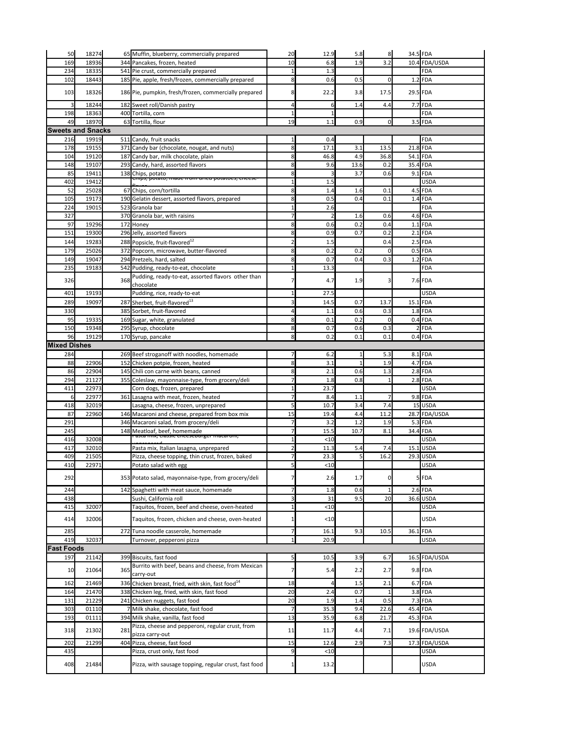| | | | | | | | | | |
|---|---|---|---|---|---|---|---|---|---|
| 50 | 18274 | 65 | Muffin, blueberry, commercially prepared | 20 | 12.9 | 5.8 | 8 | 34.5 | FDA |
| 169 | 18936 | 344 | Pancakes, frozen, heated | 10 | 6.8 | 1.9 | 3.2 | 10.4 | FDA/USDA |
| 234 | 18335 | 541 | Pie crust, commercially prepared | 1 | 1.3 | | | | FDA |
| 102 | 18443 | 185 | Pie, apple, fresh/frozen, commercially prepared | 8 | 0.6 | 0.5 | 0 | 1.2 | FDA |
| 103 | 18326 | 186 | Pie, pumpkin, fresh/frozen, commercially prepared | 8 | 22.2 | 3.8 | 17.5 | 29.5 | FDA |
| 3 | 18244 | 182 | Sweet roll/Danish pastry | 4 | 6 | 1.4 | 4.4 | 7.7 | FDA |
| 198 | 18363 | 400 | Tortilla, corn | 1 | 1 | | | | FDA |
| 49 | 18970 | 63 | Tortilla, flour | 19 | 1.1 | 0.9 | 0 | 3.5 | FDA |
| **Sweets and Snacks** | | | | | | | | | |
| 216 | 19919 | 511 | Candy, fruit snacks | 1 | 0.4 | | | | FDA |
| 178 | 19155 | 371 | Candy bar (chocolate, nougat, and nuts) | 8 | 17.1 | 3.1 | 13.5 | 21.8 | FDA |
| 104 | 19120 | 187 | Candy bar, milk chocolate, plain | 8 | 46.8 | 4.9 | 36.8 | 54.1 | FDA |
| 148 | 19107 | 293 | Candy, hard, assorted flavors | 8 | 9.6 | 13.6 | 0.2 | 35.4 | FDA |
| 85 | 19411 | 138 | Chips, potato | 8 | 3 | 3.7 | 0.6 | 9.1 | FDA |
| 402 | 19412 | | Chips, potato, made from dried potatoes, cheese-flavor | 1 | 1.5 | | | | USDA |
| 52 | 25028 | 67 | Chips, corn/tortilla | 8 | 1.4 | 1.6 | 0.1 | 4.5 | FDA |
| 105 | 19173 | 190 | Gelatin dessert, assorted flavors, prepared | 8 | 0.5 | 0.4 | 0.1 | 1.4 | FDA |
| 224 | 19015 | 523 | Granola bar | 1 | 2.6 | | | | FDA |
| 327 | | 370 | Granola bar, with raisins | 7 | 2 | 1.6 | 0.6 | 4.6 | FDA |
| 97 | 19296 | 172 | Honey | 8 | 0.6 | 0.2 | 0.4 | 1.1 | FDA |
| 151 | 19300 | 296 | Jelly, assorted flavors | 8 | 0.9 | 0.7 | 0.2 | 2.1 | FDA |
| 144 | 19283 | 288 | Popsicle, fruit-flavored[12] | 2 | 1.5 | | 0.4 | 2.5 | FDA |
| 179 | 25026 | 372 | Popcorn, microwave, butter-flavored | 8 | 0.2 | 0.2 | 0 | 0.5 | FDA |
| 149 | 19047 | 294 | Pretzels, hard, salted | 8 | 0.7 | 0.4 | 0.3 | 1.2 | FDA |
| 235 | 19183 | 542 | Pudding, ready-to-eat, chocolate | 1 | 13.3 | | | | FDA |
| 326 | | 368 | Pudding, ready-to-eat, assorted flavors other than chocolate | 7 | 4.7 | 1.9 | 3 | 7.6 | FDA |
| 401 | 19193 | | Pudding, rice, ready-to-eat | 1 | 27.5 | | | | USDA |
| 289 | 19097 | 287 | Sherbet, fruit-flavored[13] | 3 | 14.5 | 0.7 | 13.7 | 15.1 | FDA |
| 330 | | 385 | Sorbet, fruit-flavored | 4 | 1.1 | 0.6 | 0.3 | 1.8 | FDA |
| 95 | 19335 | 169 | Sugar, white, granulated | 8 | 0.1 | 0.2 | 0 | 0.4 | FDA |
| 150 | 19348 | 295 | Syrup, chocolate | 8 | 0.7 | 0.6 | 0.3 | 2 | FDA |
| 96 | 19129 | 170 | Syrup, pancake | 8 | 0.2 | 0.1 | 0.1 | 0.4 | FDA |
| **Mixed Dishes** | | | | | | | | | |
| 284 | | 269 | Beef stroganoff with noodles, homemade | 7 | 6.2 | 1 | 5.3 | 8.1 | FDA |
| 88 | 22906 | 152 | Chicken potpie, frozen, heated | 8 | 3.1 | 1 | 1.9 | 4.7 | FDA |
| 86 | 22904 | 145 | Chili con carne with beans, canned | 8 | 2.1 | 0.6 | 1.3 | 2.8 | FDA |
| 294 | 21127 | 355 | Coleslaw, mayonnaise-type, from grocery/deli | 7 | 1.8 | 0.8 | 1 | 2.8 | FDA |
| 411 | 22973 | | Corn dogs, frozen, prepared | 1 | 23.7 | | | | USDA |
| 6 | 22977 | 361 | Lasagna with meat, frozen, heated | 7 | 8.4 | 1.1 | 7 | 9.8 | FDA |
| 418 | 32019 | | Lasagna, cheese, frozen, unprepared | 5 | 10.7 | 3.4 | 7.4 | 15 | USDA |
| 87 | 22960 | 146 | Macaroni and cheese, prepared from box mix | 15 | 19.4 | 4.4 | 11.2 | 28.7 | FDA/USDA |
| 291 | | 346 | Macaroni salad, from grocery/deli | 7 | 3.2 | 1.2 | 1.9 | 5.3 | FDA |
| 245 | | 148 | Meatloaf, beef, homemade | 7 | 15.5 | 10.7 | 8.1 | 34.4 | FDA |
| 416 | 32008 | | Pasta mix, classic cheeseburger macaroni, unprepared | 1 | <10 | | | | USDA |
| 417 | 32010 | | Pasta mix, Italian lasagna, unprepared | 2 | 11.3 | 5.4 | 7.4 | 15.1 | USDA |
| 409 | 21505 | | Pizza, cheese topping, thin crust, frozen, baked | 7 | 23.3 | 5 | 16.2 | 29.3 | USDA |
| 410 | 22971 | | Potato salad with egg | 5 | <10 | | | | USDA |
| 292 | | 353 | Potato salad, mayonnaise-type, from grocery/deli | 7 | 2.6 | 1.7 | 0 | 5 | FDA |
| 244 | | 142 | Spaghetti with meat sauce, homemade | 7 | 1.8 | 0.6 | 1 | 2.6 | FDA |
| 438 | | | Sushi, California roll | 3 | 31 | 9.5 | 20 | 36.6 | USDA |
| 415 | 32007 | | Taquitos, frozen, beef and cheese, oven-heated | 1 | <10 | | | | USDA |
| 414 | 32006 | | Taquitos, frozen, chicken and cheese, oven-heated | 1 | <10 | | | | USDA |
| 285 | | 272 | Tuna noodle casserole, homemade | 7 | 16.1 | 9.3 | 10.5 | 36.1 | FDA |
| 419 | 32037 | | Turnover, pepperoni pizza | 1 | 20.9 | | | | USDA |
| **Fast Foods** | | | | | | | | | |
| 197 | 21142 | 399 | Biscuits, fast food | 5 | 10.5 | 3.9 | 6.7 | 16.5 | FDA/USDA |
| 10 | 21064 | 365 | Burrito with beef, beans and cheese, from Mexican carry-out | 7 | 5.4 | 2.2 | 2.7 | 9.8 | FDA |
| 162 | 21469 | 336 | Chicken breast, fried, with skin, fast food[14] | 18 | 4 | 1.5 | 2.1 | 6.7 | FDA |
| 164 | 21470 | 338 | Chicken leg, fried, with skin, fast food | 20 | 2.4 | 0.7 | 1 | 3.8 | FDA |
| 131 | 21229 | 241 | Chicken nuggets, fast food | 20 | 1.9 | 1.4 | 0.5 | 7.3 | FDA |
| 303 | 01110 | 7 | Milk shake, chocolate, fast food | 7 | 35.3 | 9.4 | 22.6 | 45.4 | FDA |
| 193 | 01111 | 394 | Milk shake, vanilla, fast food | 13 | 35.9 | 6.8 | 21.7 | 45.3 | FDA |
| 318 | 21302 | 281 | Pizza, cheese and pepperoni, regular crust, from pizza carry-out | 11 | 11.7 | 4.4 | 7.1 | 19.6 | FDA/USDA |
| 202 | 21299 | 404 | Pizza, cheese, fast food | 15 | 12.6 | 2.9 | 7.3 | 17.3 | FDA/USDA |
| 435 | | | Pizza, crust only, fast food | 9 | <10 | | | | USDA |
| 408 | 21484 | | Pizza, with sausage topping, regular crust, fast food | 1 | 13.2 | | | | USDA |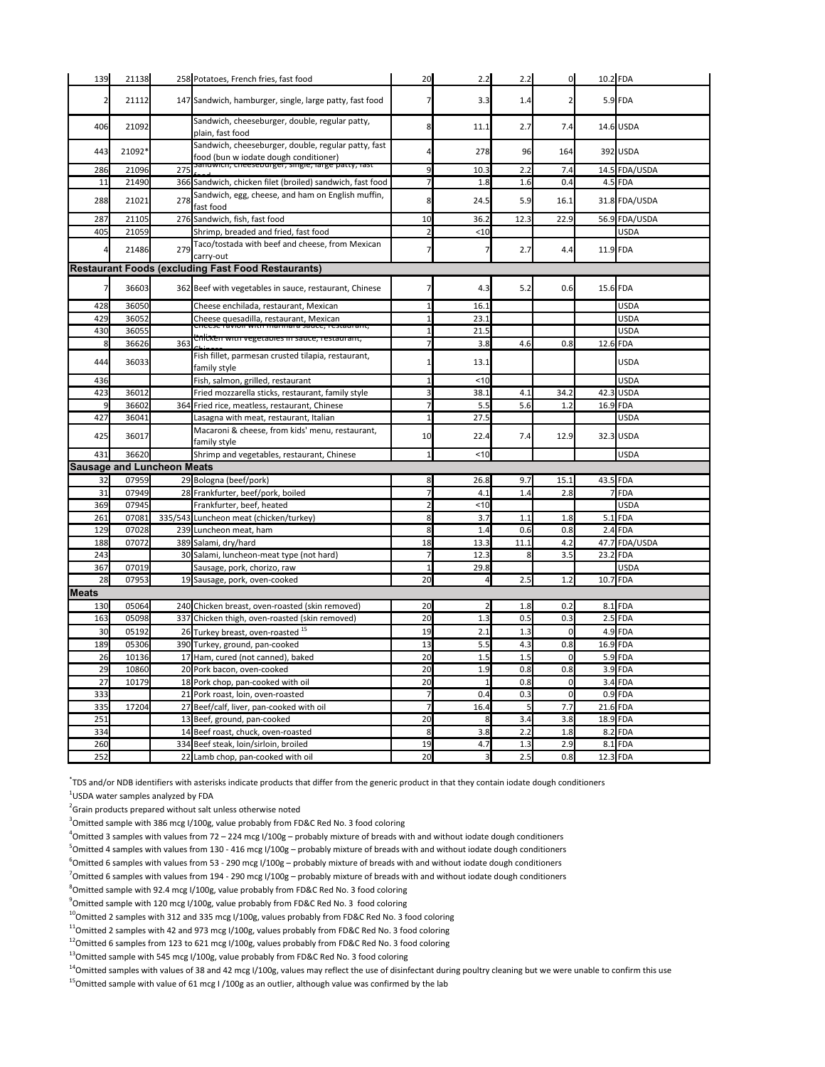| | | | | | | | | | |
|---|---|---|---|---|---|---|---|---|---|
| 139 | 21138 | 258 | Potatoes, French fries, fast food | 20 | 2.2 | 2.2 | 0 | 10.2 | FDA |
| 2 | 21112 | 147 | Sandwich, hamburger, single, large patty, fast food | 7 | 3.3 | 1.4 | 2 | 5.9 | FDA |
| 406 | 21092 | | Sandwich, cheeseburger, double, regular patty, plain, fast food | 8 | 11.1 | 2.7 | 7.4 | 14.6 | USDA |
| 443 | 21092* | | Sandwich, cheeseburger, double, regular patty, fast food (bun w iodate dough conditioner) | 4 | 278 | 96 | 164 | 392 | USDA |
| 286 | 21096 | 275 | Sandwich, cheeseburger, single, large patty, fast food | 9 | 10.3 | 2.2 | 7.4 | 14.5 | FDA/USDA |
| 11 | 21490 | 366 | Sandwich, chicken filet (broiled) sandwich, fast food | 7 | 1.8 | 1.6 | 0.4 | 4.5 | FDA |
| 288 | 21021 | 278 | Sandwich, egg, cheese, and ham on English muffin, fast food | 8 | 24.5 | 5.9 | 16.1 | 31.8 | FDA/USDA |
| 287 | 21105 | 276 | Sandwich, fish, fast food | 10 | 36.2 | 12.3 | 22.9 | 56.9 | FDA/USDA |
| 405 | 21059 | | Shrimp, breaded and fried, fast food | 2 | <10 | | | | USDA |
| 4 | 21486 | 279 | Taco/tostada with beef and cheese, from Mexican carry-out | 7 | 7 | 2.7 | 4.4 | 11.9 | FDA |
| **Restaurant Foods (excluding Fast Food Restaurants)** | | | | | | | | | |
| 7 | 36603 | 362 | Beef with vegetables in sauce, restaurant, Chinese | 7 | 4.3 | 5.2 | 0.6 | 15.6 | FDA |
| 428 | 36050 | | Cheese enchilada, restaurant, Mexican | 1 | 16.1 | | | | USDA |
| 429 | 36052 | | Cheese quesadilla, restaurant, Mexican | 1 | 23.1 | | | | USDA |
| 430 | 36055 | | Cheese ravioli with marinara sauce, restaurant, | 1 | 21.5 | | | | USDA |
| 8 | 36626 | 363 | Chicken with vegetables in sauce, restaurant, Chinese | 7 | 3.8 | 4.6 | 0.8 | 12.6 | FDA |
| 444 | 36033 | | Fish fillet, parmesan crusted tilapia, restaurant, family style | 1 | 13.1 | | | | USDA |
| 436 | | | Fish, salmon, grilled, restaurant | 1 | <10 | | | | USDA |
| 423 | 36012 | | Fried mozzarella sticks, restaurant, family style | 3 | 38.1 | 4.1 | 34.2 | 42.3 | USDA |
| 9 | 36602 | 364 | Fried rice, meatless, restaurant, Chinese | 7 | 5.5 | 5.6 | 1.2 | 16.9 | FDA |
| 427 | 36041 | | Lasagna with meat, restaurant, Italian | 1 | 27.5 | | | | USDA |
| 425 | 36017 | | Macaroni & cheese, from kids' menu, restaurant, family style | 10 | 22.4 | 7.4 | 12.9 | 32.3 | USDA |
| 431 | 36620 | | Shrimp and vegetables, restaurant, Chinese | 1 | <10 | | | | USDA |
| **Sausage and Luncheon Meats** | | | | | | | | | |
| 32 | 07959 | 29 | Bologna (beef/pork) | 8 | 26.8 | 9.7 | 15.1 | 43.5 | FDA |
| 31 | 07949 | 28 | Frankfurter, beef/pork, boiled | 7 | 4.1 | 1.4 | 2.8 | 7 | FDA |
| 369 | 07945 | | Frankfurter, beef, heated | 2 | <10 | | | | USDA |
| 261 | 07081 | 335/543 | Luncheon meat (chicken/turkey) | 8 | 3.7 | 1.1 | 1.8 | 5.1 | FDA |
| 129 | 07028 | 239 | Luncheon meat, ham | 8 | 1.4 | 0.6 | 0.8 | 2.4 | FDA |
| 188 | 07072 | 389 | Salami, dry/hard | 18 | 13.3 | 11.1 | 4.2 | 47.7 | FDA/USDA |
| 243 | | 30 | Salami, luncheon-meat type (not hard) | 7 | 12.3 | 8 | 3.5 | 23.2 | FDA |
| 367 | 07019 | | Sausage, pork, chorizo, raw | 1 | 29.8 | | | | USDA |
| 28 | 07953 | 19 | Sausage, pork, oven-cooked | 20 | 4 | 2.5 | 1.2 | 10.7 | FDA |
| **Meats** | | | | | | | | | |
| 130 | 05064 | 240 | Chicken breast, oven-roasted (skin removed) | 20 | 2 | 1.8 | 0.2 | 8.1 | FDA |
| 163 | 05098 | 337 | Chicken thigh, oven-roasted (skin removed) | 20 | 1.3 | 0.5 | 0.3 | 2.5 | FDA |
| 30 | 05192 | 26 | Turkey breast, oven-roasted [15] | 19 | 2.1 | 1.3 | 0 | 4.9 | FDA |
| 189 | 05306 | 390 | Turkey, ground, pan-cooked | 13 | 5.5 | 4.3 | 0.8 | 16.9 | FDA |
| 26 | 10136 | 17 | Ham, cured (not canned), baked | 20 | 1.5 | 1.5 | 0 | 5.9 | FDA |
| 29 | 10860 | 20 | Pork bacon, oven-cooked | 20 | 1.9 | 0.8 | 0.8 | 3.9 | FDA |
| 27 | 10179 | 18 | Pork chop, pan-cooked with oil | 20 | 1 | 0.8 | 0 | 3.4 | FDA |
| 333 | | 21 | Pork roast, loin, oven-roasted | 7 | 0.4 | 0.3 | 0 | 0.9 | FDA |
| 335 | 17204 | 27 | Beef/calf, liver, pan-cooked with oil | 7 | 16.4 | 5 | 7.7 | 21.6 | FDA |
| 251 | | 13 | Beef, ground, pan-cooked | 20 | 8 | 3.4 | 3.8 | 18.9 | FDA |
| 334 | | 14 | Beef roast, chuck, oven-roasted | 8 | 3.8 | 2.2 | 1.8 | 8.2 | FDA |
| 260 | | 334 | Beef steak, loin/sirloin, broiled | 19 | 4.7 | 1.3 | 2.9 | 8.1 | FDA |
| 252 | | 22 | Lamb chop, pan-cooked with oil | 20 | 3 | 2.5 | 0.8 | 12.3 | FDA |

*TDS and/or NDB identifiers with asterisks indicate products that differ from the generic product in that they contain iodate dough conditioners

[1] USDA water samples analyzed by FDA

[2] Grain products prepared without salt unless otherwise noted

[3] Omitted sample with 386 mcg I/100g, value probably from FD&C Red No. 3 food coloring

[4] Omitted 3 samples with values from 72 – 224 mcg I/100g – probably mixture of breads with and without iodate dough conditioners

[5] Omitted 4 samples with values from 130 - 416 mcg I/100g – probably mixture of breads with and without iodate dough conditioners

[6] Omitted 6 samples with values from 53 - 290 mcg I/100g – probably mixture of breads with and without iodate dough conditioners

[7] Omitted 6 samples with values from 194 - 290 mcg I/100g – probably mixture of breads with and without iodate dough conditioners

[8] Omitted sample with 92.4 mcg I/100g, value probably from FD&C Red No. 3 food coloring

[9] Omitted sample with 120 mcg I/100g, value probably from FD&C Red No. 3 food coloring

[10] Omitted 2 samples with 312 and 335 mcg I/100g, values probably from FD&C Red No. 3 food coloring

[11] Omitted 2 samples with 42 and 973 mcg I/100g, values probably from FD&C Red No. 3 food coloring

[12] Omitted 6 samples from 123 to 621 mcg I/100g, values probably from FD&C Red No. 3 food coloring

[13] Omitted sample with 545 mcg I/100g, value probably from FD&C Red No. 3 food coloring

[14] Omitted samples with values of 38 and 42 mcg I/100g, values may reflect the use of disinfectant during poultry cleaning but we were unable to confirm this use

[15] Omitted sample with value of 61 mcg I /100g as an outlier, although value was confirmed by the lab